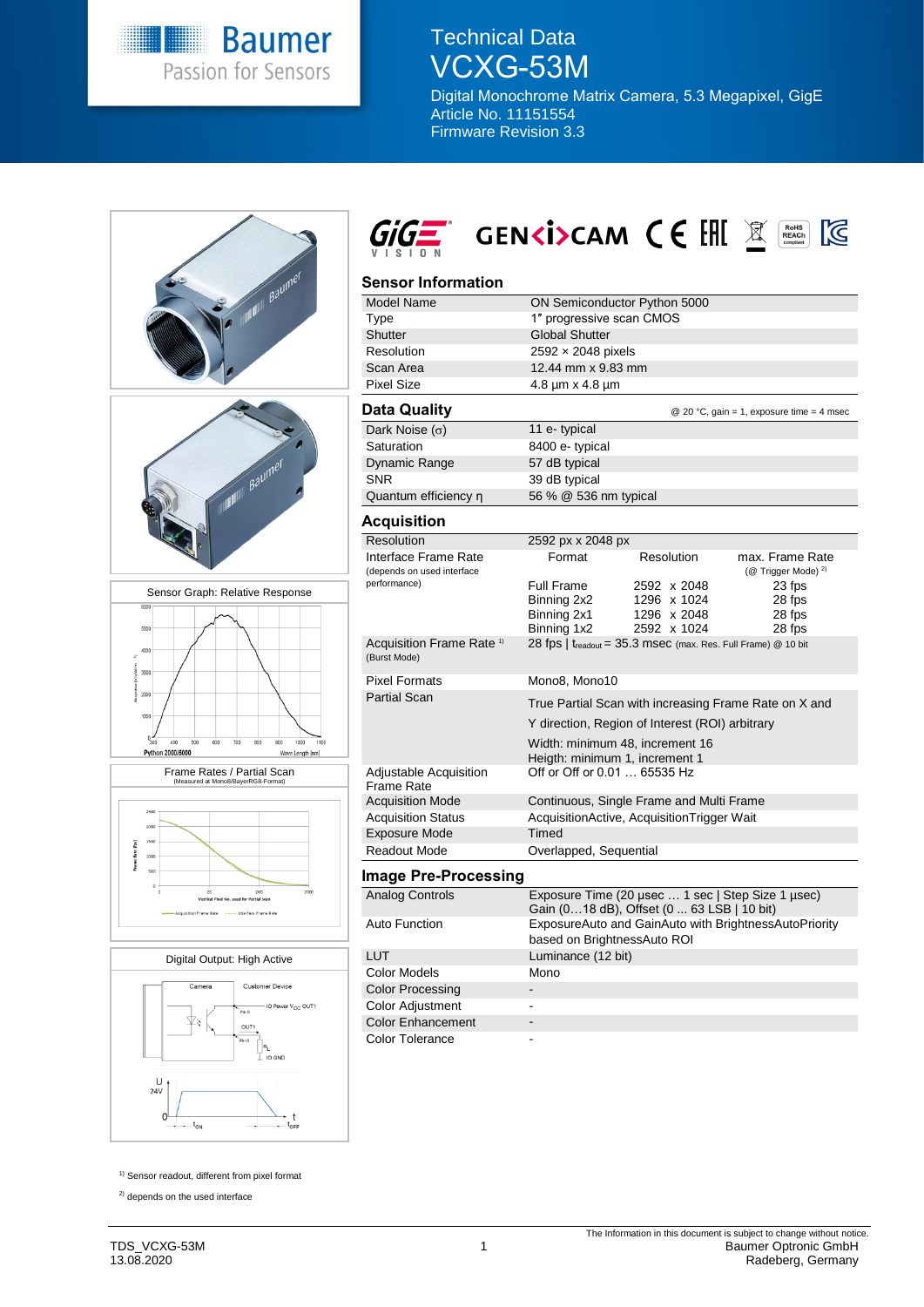# Technical Data VCXG-53M

Digital Monochrome Matrix Camera, 5.3 Megapixel, GigE
Article No. 11151554
Firmware Revision 3.3

## Sensor Information

| | |
|---|---|
| Model Name | ON Semiconductor Python 5000 |
| Type | 1″ progressive scan CMOS |
| Shutter | Global Shutter |
| Resolution | 2592 × 2048 pixels |
| Scan Area | 12.44 mm x 9.83 mm |
| Pixel Size | 4.8 µm x 4.8 µm |

## Data Quality

@ 20 °C, gain = 1, exposure time = 4 msec

| | |
|---|---|
| Dark Noise (σ) | 11 e- typical |
| Saturation | 8400 e- typical |
| Dynamic Range | 57 dB typical |
| SNR | 39 dB typical |
| Quantum efficiency η | 56 % @ 536 nm typical |

## Acquisition

| | | | |
|---|---|---|---|
| Resolution | 2592 px x 2048 px | | |
| Interface Frame Rate (depends on used interface performance) | Format | Resolution | max. Frame Rate (@ Trigger Mode) [2] |
| | Full Frame | 2592 x 2048 | 23 fps |
| | Binning 2x2 | 1296 x 1024 | 28 fps |
| | Binning 2x1 | 1296 x 2048 | 28 fps |
| | Binning 1x2 | 2592 x 1024 | 28 fps |
| Acquisition Frame Rate [1] (Burst Mode) | 28 fps \| $t_{readout}$ = 35.3 msec (max. Res. Full Frame) @ 10 bit | | |
| Pixel Formats | Mono8, Mono10 | | |
| Partial Scan | True Partial Scan with increasing Frame Rate on X and Y direction, Region of Interest (ROI) arbitrary<br>Width: minimum 48, increment 16<br>Heigth: minimum 1, increment 1 | | |
| Adjustable Acquisition Frame Rate | Off or Off or 0.01 … 65535 Hz | | |
| Acquisition Mode | Continuous, Single Frame and Multi Frame | | |
| Acquisition Status | AcquisitionActive, AcquisitionTrigger Wait | | |
| Exposure Mode | Timed | | |
| Readout Mode | Overlapped, Sequential | | |

## Image Pre-Processing

| | |
|---|---|
| Analog Controls | Exposure Time (20 µsec … 1 sec \| Step Size 1 µsec)<br>Gain (0…18 dB), Offset (0 ... 63 LSB \| 10 bit) |
| Auto Function | ExposureAuto and GainAuto with BrightnessAutoPriority based on BrightnessAuto ROI |
| LUT | Luminance (12 bit) |
| Color Models | Mono |
| Color Processing | - |
| Color Adjustment | - |
| Color Enhancement | - |
| Color Tolerance | - |

Sensor Graph: Relative Response

Frame Rates / Partial Scan (Measured at Mono8/BayerRG8-Format)

Digital Output: High Active

[1] Sensor readout, different from pixel format

[2] depends on the used interface

TDS_VCXG-53M
13.08.2020

The Information in this document is subject to change without notice.
Baumer Optronic GmbH
Radeberg, Germany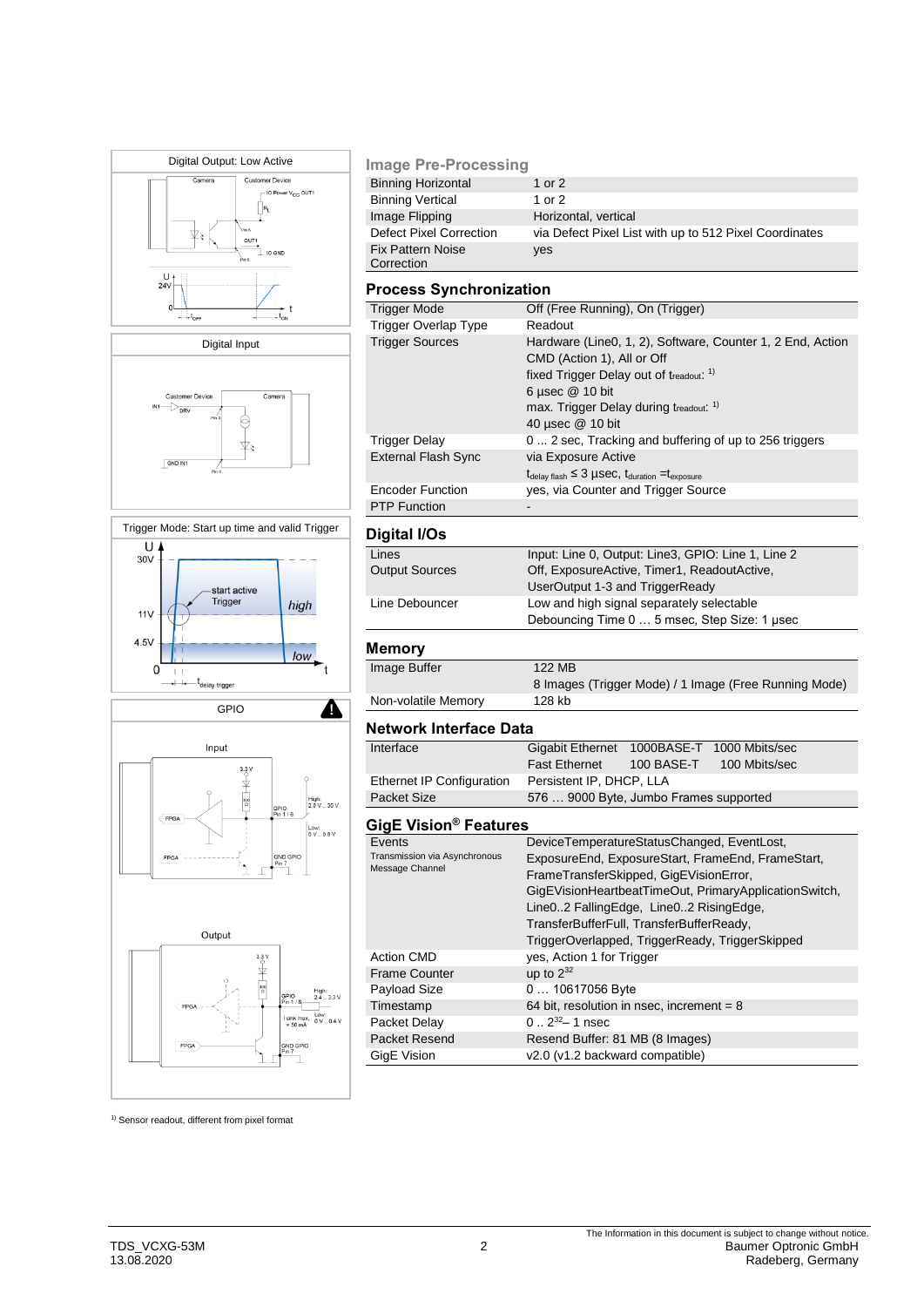Digital Output: Low Active

Digital Input

Trigger Mode: Start up time and valid Trigger

GPIO

## Image Pre-Processing

| | |
|---|---|
| Binning Horizontal | 1 or 2 |
| Binning Vertical | 1 or 2 |
| Image Flipping | Horizontal, vertical |
| Defect Pixel Correction | via Defect Pixel List with up to 512 Pixel Coordinates |
| Fix Pattern Noise Correction | yes |

## Process Synchronization

| | |
|---|---|
| Trigger Mode | Off (Free Running), On (Trigger) |
| Trigger Overlap Type | Readout |
| Trigger Sources | Hardware (Line0, 1, 2), Software, Counter 1, 2 End, Action CMD (Action 1), All or Off<br>fixed Trigger Delay out of $t_{readout}$: [1]<br>6 µsec @ 10 bit<br>max. Trigger Delay during $t_{readout}$: [1]<br>40 µsec @ 10 bit |
| Trigger Delay | 0 ... 2 sec, Tracking and buffering of up to 256 triggers |
| External Flash Sync | via Exposure Active<br>$t_{delay\ flash} \leq 3$ µsec, $t_{duration} = t_{exposure}$ |
| Encoder Function | yes, via Counter and Trigger Source |
| PTP Function | - |

## Digital I/Os

| | |
|---|---|
| Lines | Input: Line 0, Output: Line3, GPIO: Line 1, Line 2 |
| Output Sources | Off, ExposureActive, Timer1, ReadoutActive, UserOutput 1-3 and TriggerReady |
| Line Debouncer | Low and high signal separately selectable<br>Debouncing Time 0 … 5 msec, Step Size: 1 µsec |

## Memory

| | |
|---|---|
| Image Buffer | 122 MB<br>8 Images (Trigger Mode) / 1 Image (Free Running Mode) |
| Non-volatile Memory | 128 kb |

## Network Interface Data

| | | | |
|---|---|---|---|
| Interface | Gigabit Ethernet | 1000BASE-T | 1000 Mbits/sec |
| | Fast Ethernet | 100 BASE-T | 100 Mbits/sec |
| Ethernet IP Configuration | Persistent IP, DHCP, LLA | | |
| Packet Size | 576 … 9000 Byte, Jumbo Frames supported | | |

## GigE Vision® Features

| | |
|---|---|
| Events<br>Transmission via Asynchronous Message Channel | DeviceTemperatureStatusChanged, EventLost, ExposureEnd, ExposureStart, FrameEnd, FrameStart, FrameTransferSkipped, GigEVisionError, GigEVisionHeartbeatTimeOut, PrimaryApplicationSwitch, Line0..2 FallingEdge, Line0..2 RisingEdge, TransferBufferFull, TransferBufferReady, TriggerOverlapped, TriggerReady, TriggerSkipped |
| Action CMD | yes, Action 1 for Trigger |
| Frame Counter | up to $2^{32}$ |
| Payload Size | 0 … 10617056 Byte |
| Timestamp | 64 bit, resolution in nsec, increment = 8 |
| Packet Delay | 0 .. $2^{32}$– 1 nsec |
| Packet Resend | Resend Buffer: 81 MB (8 Images) |
| GigE Vision | v2.0 (v1.2 backward compatible) |

[1] Sensor readout, different from pixel format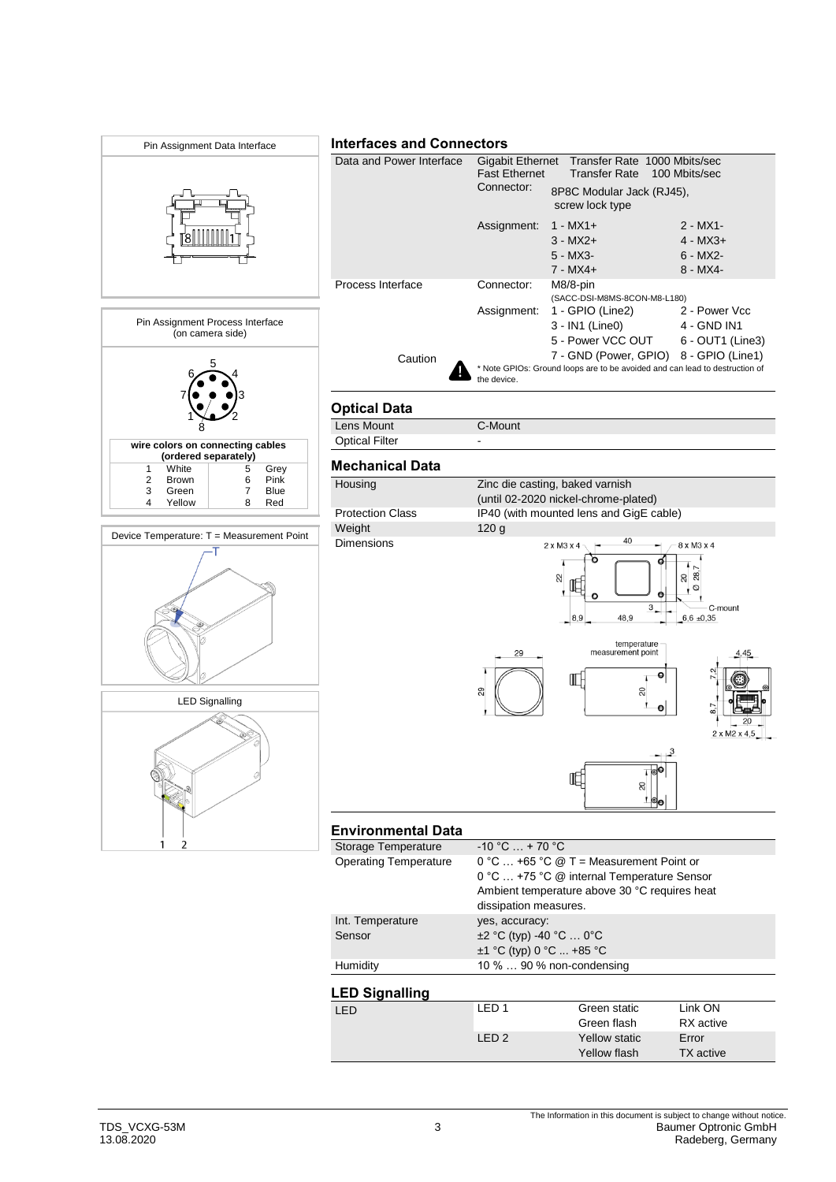Pin Assignment Data Interface

Pin Assignment Process Interface (on camera side)

| wire colors on connecting cables (ordered separately) | | | |
|---|---|---|---|
| 1 | White | 5 | Grey |
| 2 | Brown | 6 | Pink |
| 3 | Green | 7 | Blue |
| 4 | Yellow | 8 | Red |

Device Temperature: T = Measurement Point

LED Signalling

## Interfaces and Connectors

| | | | |
|---|---|---|---|
| Data and Power Interface | Gigabit Ethernet | Transfer Rate 1000 Mbits/sec | |
| | Fast Ethernet | Transfer Rate 100 Mbits/sec | |
| | Connector: | 8P8C Modular Jack (RJ45), screw lock type | |
| | Assignment: | 1 - MX1+ | 2 - MX1- |
| | | 3 - MX2+ | 4 - MX3+ |
| | | 5 - MX3- | 6 - MX2- |
| | | 7 - MX4+ | 8 - MX4- |
| Process Interface | Connector: | M8/8-pin (SACC-DSI-M8MS-8CON-M8-L180) | |
| | Assignment: | 1 - GPIO (Line2) | 2 - Power Vcc |
| | | 3 - IN1 (Line0) | 4 - GND IN1 |
| | | 5 - Power VCC OUT | 6 - OUT1 (Line3) |
| Caution | | 7 - GND (Power, GPIO) | 8 - GPIO (Line1) |

* Note GPIOs: Ground loops are to be avoided and can lead to destruction of the device.

## Optical Data

| | |
|---|---|
| Lens Mount | C-Mount |
| Optical Filter | - |

## Mechanical Data

| | |
|---|---|
| Housing | Zinc die casting, baked varnish (until 02-2020 nickel-chrome-plated) |
| Protection Class | IP40 (with mounted lens and GigE cable) |
| Weight | 120 g |
| Dimensions | |

## Environmental Data

| | |
|---|---|
| Storage Temperature | -10 °C … + 70 °C |
| Operating Temperature | 0 °C … +65 °C @ T = Measurement Point or<br>0 °C … +75 °C @ internal Temperature Sensor<br>Ambient temperature above 30 °C requires heat dissipation measures. |
| Int. Temperature Sensor | yes, accuracy:<br>±2 °C (typ) -40 °C … 0°C<br>±1 °C (typ) 0 °C ... +85 °C |
| Humidity | 10 % … 90 % non-condensing |

## LED Signalling

| | | | |
|---|---|---|---|
| LED | LED 1 | Green static | Link ON |
| | | Green flash | RX active |
| | LED 2 | Yellow static | Error |
| | | Yellow flash | TX active |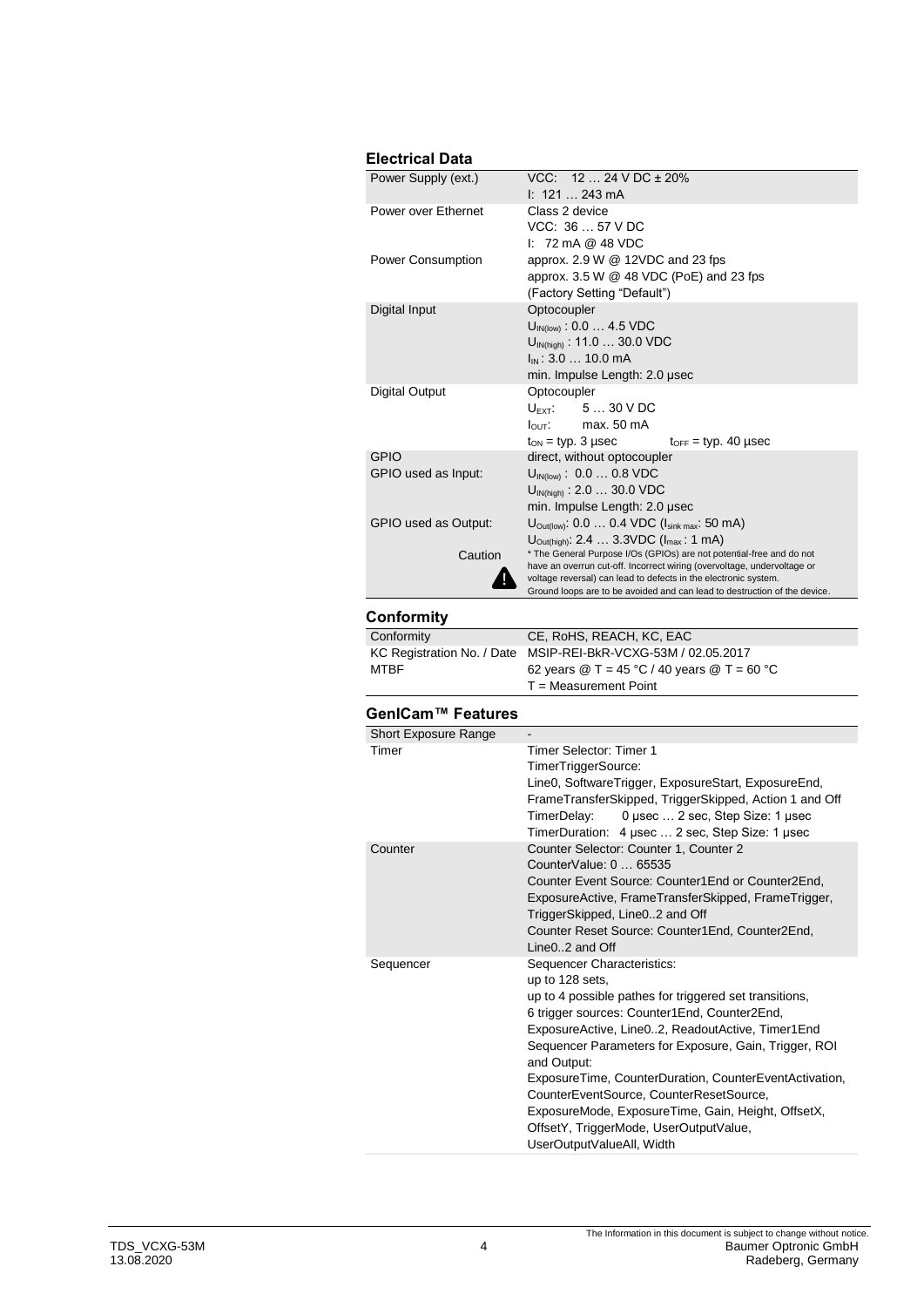## Electrical Data

| | |
|---|---|
| Power Supply (ext.) | VCC: 12 … 24 V DC ± 20%<br>I: 121 … 243 mA |
| Power over Ethernet | Class 2 device<br>VCC: 36 … 57 V DC<br>I: 72 mA @ 48 VDC |
| Power Consumption | approx. 2.9 W @ 12VDC and 23 fps<br>approx. 3.5 W @ 48 VDC (PoE) and 23 fps<br>(Factory Setting "Default") |
| Digital Input | Optocoupler<br>$U_{IN(low)}$ : 0.0 … 4.5 VDC<br>$U_{IN(high)}$ : 11.0 … 30.0 VDC<br>$I_{IN}$ : 3.0 … 10.0 mA<br>min. Impulse Length: 2.0 µsec |
| Digital Output | Optocoupler<br>$U_{EXT}$: 5 … 30 V DC<br>$I_{OUT}$: max. 50 mA<br>$t_{ON}$ = typ. 3 µsec $t_{OFF}$ = typ. 40 µsec |
| GPIO | direct, without optocoupler |
| GPIO used as Input: | $U_{IN(low)}$ : 0.0 … 0.8 VDC<br>$U_{IN(high)}$ : 2.0 … 30.0 VDC<br>min. Impulse Length: 2.0 µsec |
| GPIO used as Output: | $U_{Out(low)}$: 0.0 … 0.4 VDC ($I_{sink\ max}$: 50 mA)<br>$U_{Out(high)}$: 2.4 … 3.3VDC ($I_{max}$ : 1 mA) |
| Caution | * The General Purpose I/Os (GPIOs) are not potential-free and do not have an overrun cut-off. Incorrect wiring (overvoltage, undervoltage or voltage reversal) can lead to defects in the electronic system. Ground loops are to be avoided and can lead to destruction of the device. |

## Conformity

| | |
|---|---|
| Conformity | CE, RoHS, REACH, KC, EAC |
| KC Registration No. / Date | MSIP-REI-BkR-VCXG-53M / 02.05.2017 |
| MTBF | 62 years @ T = 45 °C / 40 years @ T = 60 °C<br>T = Measurement Point |

## GenICam™ Features

| | |
|---|---|
| Short Exposure Range | - |
| Timer | Timer Selector: Timer 1<br>TimerTriggerSource:<br>Line0, SoftwareTrigger, ExposureStart, ExposureEnd, FrameTransferSkipped, TriggerSkipped, Action 1 and Off<br>TimerDelay: 0 µsec … 2 sec, Step Size: 1 µsec<br>TimerDuration: 4 µsec … 2 sec, Step Size: 1 µsec |
| Counter | Counter Selector: Counter 1, Counter 2<br>CounterValue: 0 … 65535<br>Counter Event Source: Counter1End or Counter2End, ExposureActive, FrameTransferSkipped, FrameTrigger, TriggerSkipped, Line0..2 and Off<br>Counter Reset Source: Counter1End, Counter2End, Line0..2 and Off |
| Sequencer | Sequencer Characteristics:<br>up to 128 sets,<br>up to 4 possible pathes for triggered set transitions,<br>6 trigger sources: Counter1End, Counter2End, ExposureActive, Line0..2, ReadoutActive, Timer1End<br>Sequencer Parameters for Exposure, Gain, Trigger, ROI and Output:<br>ExposureTime, CounterDuration, CounterEventActivation, CounterEventSource, CounterResetSource, ExposureMode, ExposureTime, Gain, Height, OffsetX, OffsetY, TriggerMode, UserOutputValue, UserOutputValueAll, Width |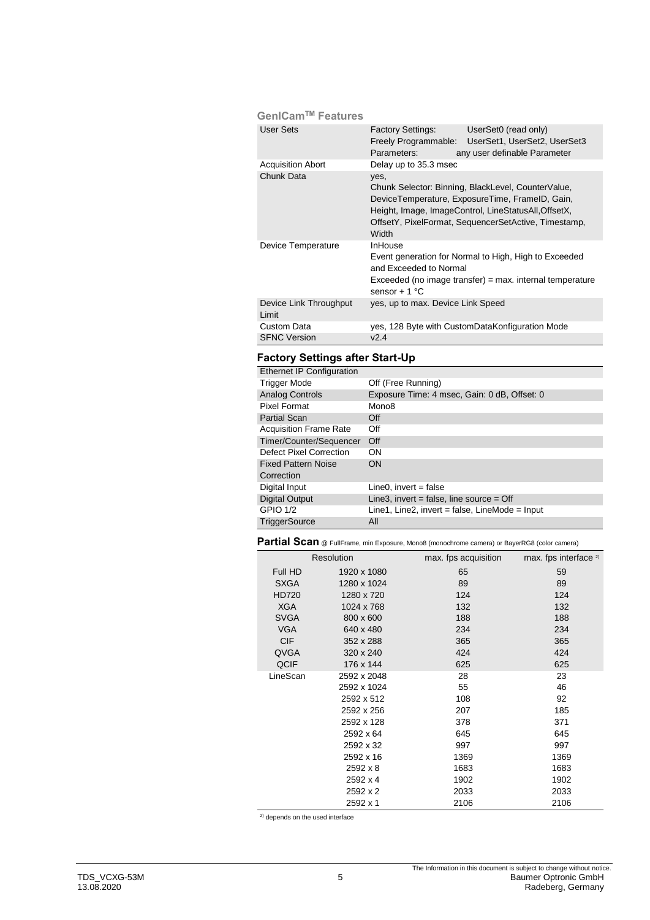### GenICam$^{TM}$ Features

| | |
|---|---|
| User Sets | Factory Settings: UserSet0 (read only)<br>Freely Programmable: UserSet1, UserSet2, UserSet3<br>Parameters: any user definable Parameter |
| Acquisition Abort | Delay up to 35.3 msec |
| Chunk Data | yes,<br>Chunk Selector: Binning, BlackLevel, CounterValue, DeviceTemperature, ExposureTime, FrameID, Gain, Height, Image, ImageControl, LineStatusAll,OffsetX, OffsetY, PixelFormat, SequencerSetActive, Timestamp, Width |
| Device Temperature | InHouse<br>Event generation for Normal to High, High to Exceeded and Exceeded to Normal<br>Exceeded (no image transfer) = max. internal temperature sensor + 1 °C |
| Device Link Throughput Limit | yes, up to max. Device Link Speed |
| Custom Data | yes, 128 Byte with CustomDataKonfiguration Mode |
| SFNC Version | v2.4 |

## Factory Settings after Start-Up

| | |
|---|---|
| Ethernet IP Configuration | |
| Trigger Mode | Off (Free Running) |
| Analog Controls | Exposure Time: 4 msec, Gain: 0 dB, Offset: 0 |
| Pixel Format | Mono8 |
| Partial Scan | Off |
| Acquisition Frame Rate | Off |
| Timer/Counter/Sequencer | Off |
| Defect Pixel Correction | ON |
| Fixed Pattern Noise Correction | ON |
| Digital Input | Line0, invert = false |
| Digital Output | Line3, invert = false, line source = Off |
| GPIO 1/2 | Line1, Line2, invert = false, LineMode = Input |
| TriggerSource | All |

## Partial Scan @ FullFrame, min Exposure, Mono8 (monochrome camera) or BayerRG8 (color camera)

| Resolution | | max. fps acquisition | max. fps interface [2] |
|---|---|---|---|
| Full HD | 1920 x 1080 | 65 | 59 |
| SXGA | 1280 x 1024 | 89 | 89 |
| HD720 | 1280 x 720 | 124 | 124 |
| XGA | 1024 x 768 | 132 | 132 |
| SVGA | 800 x 600 | 188 | 188 |
| VGA | 640 x 480 | 234 | 234 |
| CIF | 352 x 288 | 365 | 365 |
| QVGA | 320 x 240 | 424 | 424 |
| QCIF | 176 x 144 | 625 | 625 |
| LineScan | 2592 x 2048 | 28 | 23 |
| | 2592 x 1024 | 55 | 46 |
| | 2592 x 512 | 108 | 92 |
| | 2592 x 256 | 207 | 185 |
| | 2592 x 128 | 378 | 371 |
| | 2592 x 64 | 645 | 645 |
| | 2592 x 32 | 997 | 997 |
| | 2592 x 16 | 1369 | 1369 |
| | 2592 x 8 | 1683 | 1683 |
| | 2592 x 4 | 1902 | 1902 |
| | 2592 x 2 | 2033 | 2033 |
| | 2592 x 1 | 2106 | 2106 |

[2] depends on the used interface

TDS_VCXG-53M
13.08.2020

The Information in this document is subject to change without notice.
Baumer Optronic GmbH
Radeberg, Germany